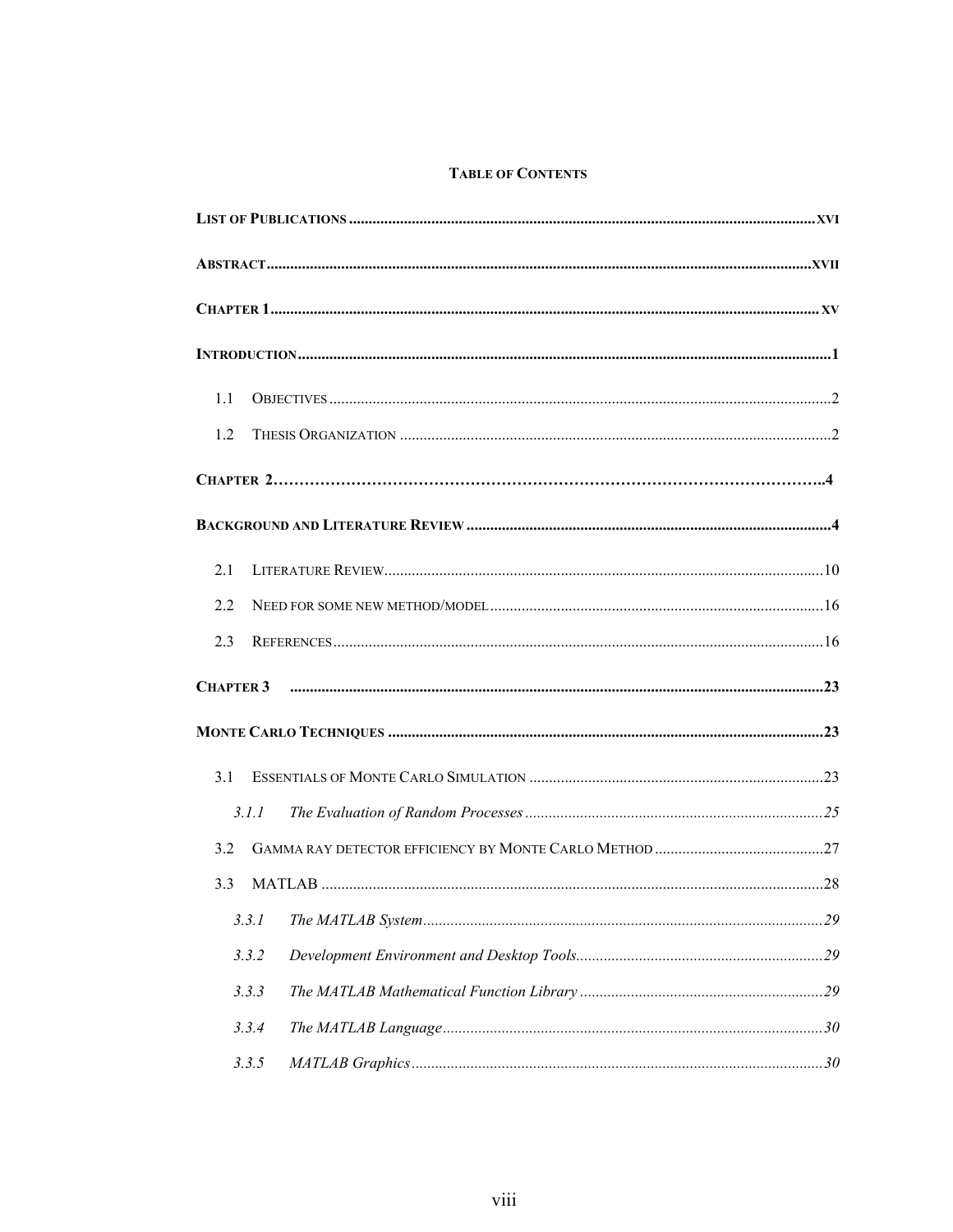## TABLE OF CONTENTS

LIST OF PUBLICATIONS ........................................................ XVI

ABSTRACT ........................................................ XVII

CHAPTER 1 ........................................................ XV

INTRODUCTION ........................................................ 1

- 1.1 OBJECTIVES ........................................................ 2
- 1.2 THESIS ORGANIZATION ........................................................ 2

CHAPTER 2 ........................................................ 4

BACKGROUND AND LITERATURE REVIEW ........................................................ 4

- 2.1 LITERATURE REVIEW ........................................................ 10
- 2.2 NEED FOR SOME NEW METHOD/MODEL ........................................................ 16
- 2.3 REFERENCES ........................................................ 16

CHAPTER 3 ........................................................ 23

MONTE CARLO TECHNIQUES ........................................................ 23

- 3.1 ESSENTIALS OF MONTE CARLO SIMULATION ........................................................ 23
  - *3.1.1 The Evaluation of Random Processes ........................................................ 25*
- 3.2 GAMMA RAY DETECTOR EFFICIENCY BY MONTE CARLO METHOD ........................................................ 27
- 3.3 MATLAB ........................................................ 28
  - *3.3.1 The MATLAB System ........................................................ 29*
  - *3.3.2 Development Environment and Desktop Tools ........................................................ 29*
  - *3.3.3 The MATLAB Mathematical Function Library ........................................................ 29*
  - *3.3.4 The MATLAB Language ........................................................ 30*
  - *3.3.5 MATLAB Graphics ........................................................ 30*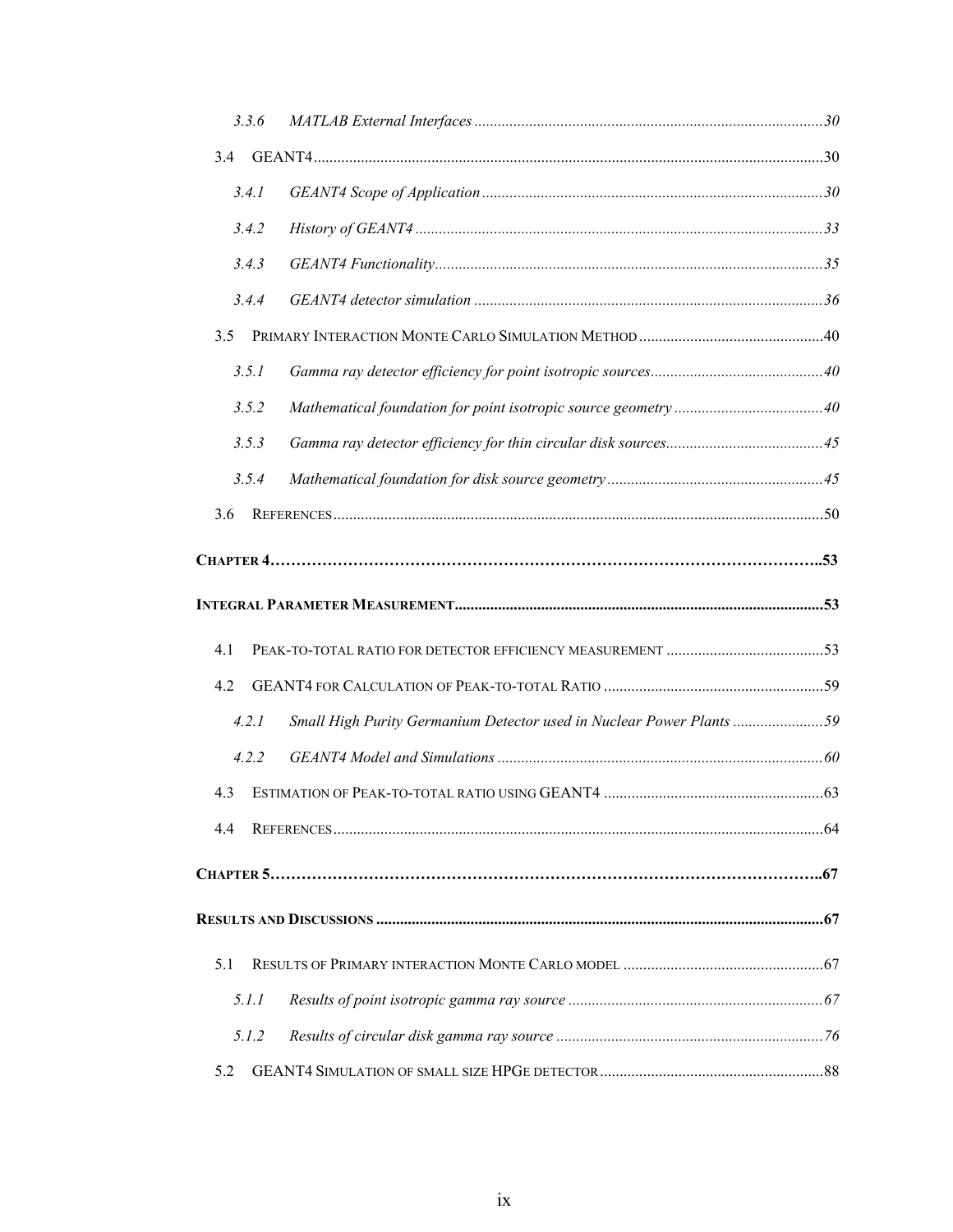3.3.6 *MATLAB External Interfaces* ........ 30

3.4 GEANT4 ........ 30

3.4.1 *GEANT4 Scope of Application* ........ 30

3.4.2 *History of GEANT4* ........ 33

3.4.3 *GEANT4 Functionality* ........ 35

3.4.4 *GEANT4 detector simulation* ........ 36

3.5 PRIMARY INTERACTION MONTE CARLO SIMULATION METHOD ........ 40

3.5.1 *Gamma ray detector efficiency for point isotropic sources* ........ 40

3.5.2 *Mathematical foundation for point isotropic source geometry* ........ 40

3.5.3 *Gamma ray detector efficiency for thin circular disk sources* ........ 45

3.5.4 *Mathematical foundation for disk source geometry* ........ 45

3.6 REFERENCES ........ 50

**CHAPTER 4 ........ 53**

**INTEGRAL PARAMETER MEASUREMENT ........ 53**

4.1 PEAK-TO-TOTAL RATIO FOR DETECTOR EFFICIENCY MEASUREMENT ........ 53

4.2 GEANT4 FOR CALCULATION OF PEAK-TO-TOTAL RATIO ........ 59

4.2.1 *Small High Purity Germanium Detector used in Nuclear Power Plants* ........ 59

4.2.2 *GEANT4 Model and Simulations* ........ 60

4.3 ESTIMATION OF PEAK-TO-TOTAL RATIO USING GEANT4 ........ 63

4.4 REFERENCES ........ 64

**CHAPTER 5 ........ 67**

**RESULTS AND DISCUSSIONS ........ 67**

5.1 RESULTS OF PRIMARY INTERACTION MONTE CARLO MODEL ........ 67

5.1.1 *Results of point isotropic gamma ray source* ........ 67

5.1.2 *Results of circular disk gamma ray source* ........ 76

5.2 GEANT4 SIMULATION OF SMALL SIZE HPGE DETECTOR ........ 88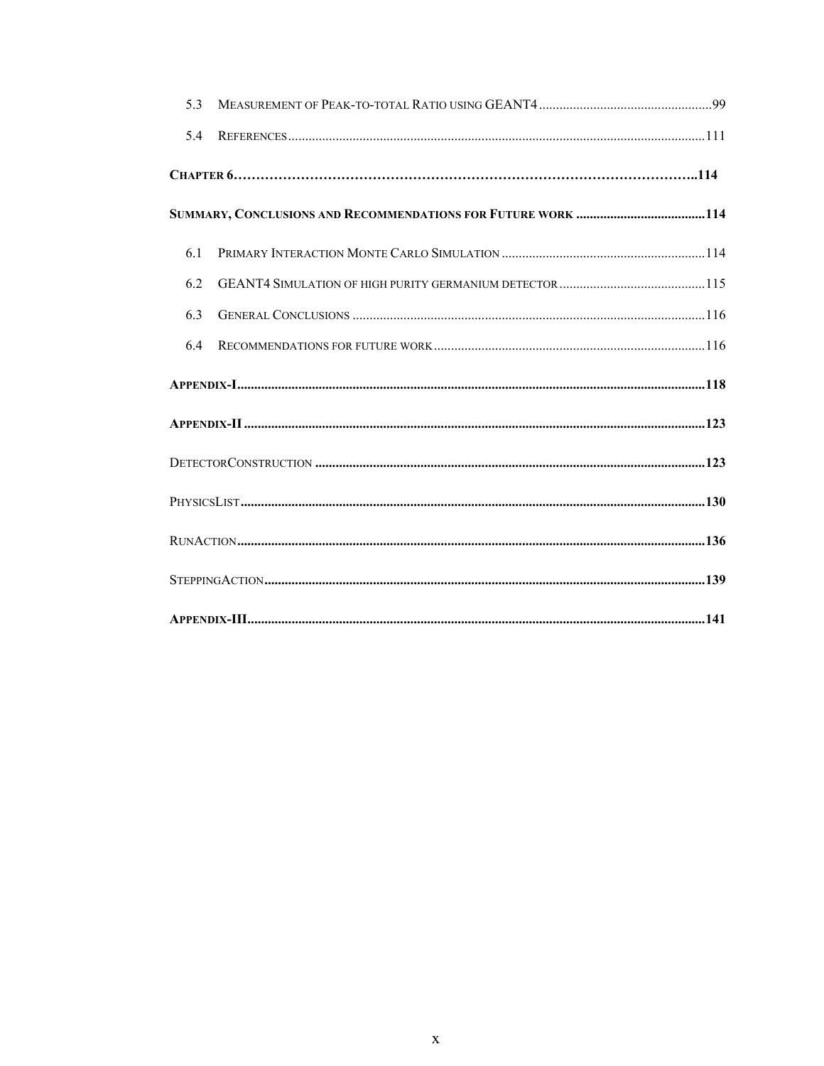5.3 MEASUREMENT OF PEAK-TO-TOTAL RATIO USING GEANT4 .................................................. 99

5.4 REFERENCES .................................................................................................................. 111

**CHAPTER 6........................................................................................................................114**

**SUMMARY, CONCLUSIONS AND RECOMMENDATIONS FOR FUTURE WORK ......................................114**

6.1 PRIMARY INTERACTION MONTE CARLO SIMULATION ........................................................... 114

6.2 GEANT4 SIMULATION OF HIGH PURITY GERMANIUM DETECTOR ........................................... 115

6.3 GENERAL CONCLUSIONS ...................................................................................................... 116

6.4 RECOMMENDATIONS FOR FUTURE WORK ............................................................................... 116

**APPENDIX-I.............................................................................................................................118**

**APPENDIX-II ............................................................................................................................123**

DETECTORCONSTRUCTION **.......................................................................................................123**

PHYSICSLIST**............................................................................................................................130**

RUNACTION**.............................................................................................................................136**

STEPPINGACTION**......................................................................................................................139**

**APPENDIX-III...........................................................................................................................141**